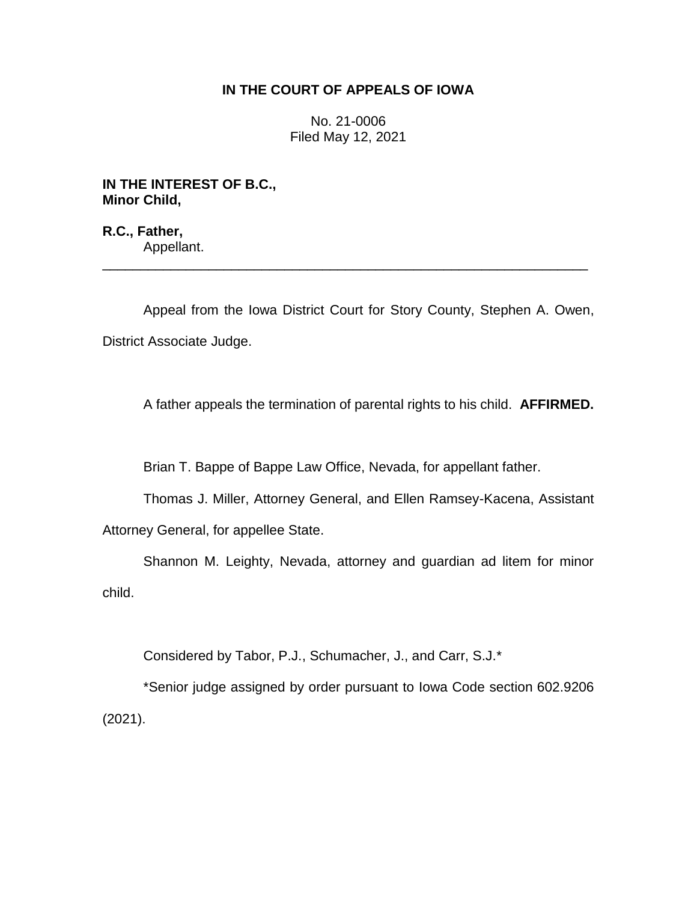# IN THE COURT OF APPEALS OF IOWA

No. 21-0006
Filed May 12, 2021

**IN THE INTEREST OF B.C., Minor Child,**

**R.C., Father,**
Appellant.

---

Appeal from the Iowa District Court for Story County, Stephen A. Owen, District Associate Judge.

A father appeals the termination of parental rights to his child. **AFFIRMED.**

Brian T. Bappe of Bappe Law Office, Nevada, for appellant father.

Thomas J. Miller, Attorney General, and Ellen Ramsey-Kacena, Assistant Attorney General, for appellee State.

Shannon M. Leighty, Nevada, attorney and guardian ad litem for minor child.

Considered by Tabor, P.J., Schumacher, J., and Carr, S.J.*

*Senior judge assigned by order pursuant to Iowa Code section 602.9206 (2021).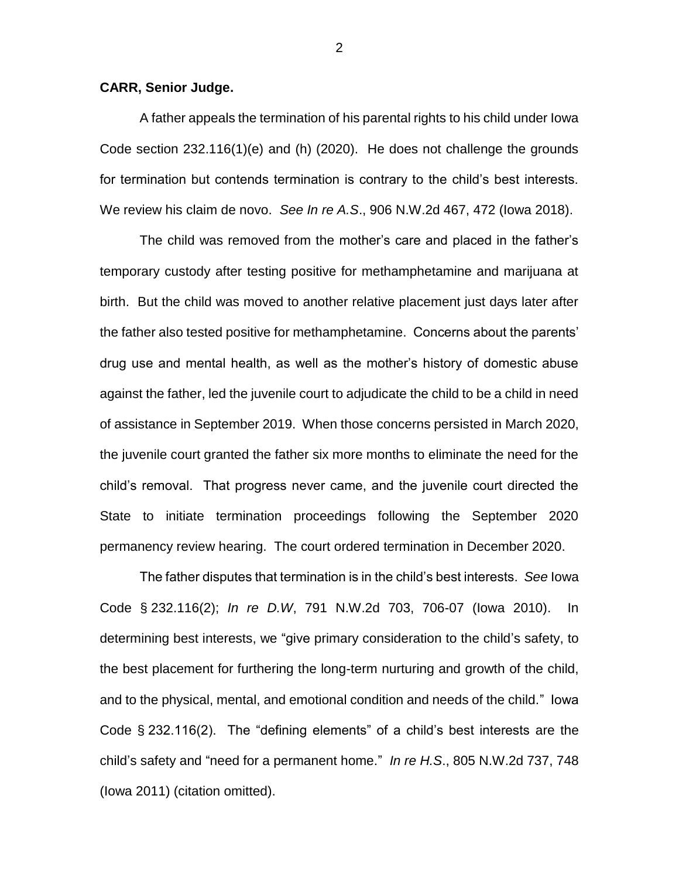**CARR, Senior Judge.**

A father appeals the termination of his parental rights to his child under Iowa Code section 232.116(1)(e) and (h) (2020). He does not challenge the grounds for termination but contends termination is contrary to the child's best interests. We review his claim de novo. *See In re A.S.*, 906 N.W.2d 467, 472 (Iowa 2018).

The child was removed from the mother's care and placed in the father's temporary custody after testing positive for methamphetamine and marijuana at birth. But the child was moved to another relative placement just days later after the father also tested positive for methamphetamine. Concerns about the parents' drug use and mental health, as well as the mother's history of domestic abuse against the father, led the juvenile court to adjudicate the child to be a child in need of assistance in September 2019. When those concerns persisted in March 2020, the juvenile court granted the father six more months to eliminate the need for the child's removal. That progress never came, and the juvenile court directed the State to initiate termination proceedings following the September 2020 permanency review hearing. The court ordered termination in December 2020.

The father disputes that termination is in the child's best interests. *See* Iowa Code § 232.116(2); *In re D.W*, 791 N.W.2d 703, 706-07 (Iowa 2010). In determining best interests, we "give primary consideration to the child's safety, to the best placement for furthering the long-term nurturing and growth of the child, and to the physical, mental, and emotional condition and needs of the child." Iowa Code § 232.116(2). The "defining elements" of a child's best interests are the child's safety and "need for a permanent home." *In re H.S.*, 805 N.W.2d 737, 748 (Iowa 2011) (citation omitted).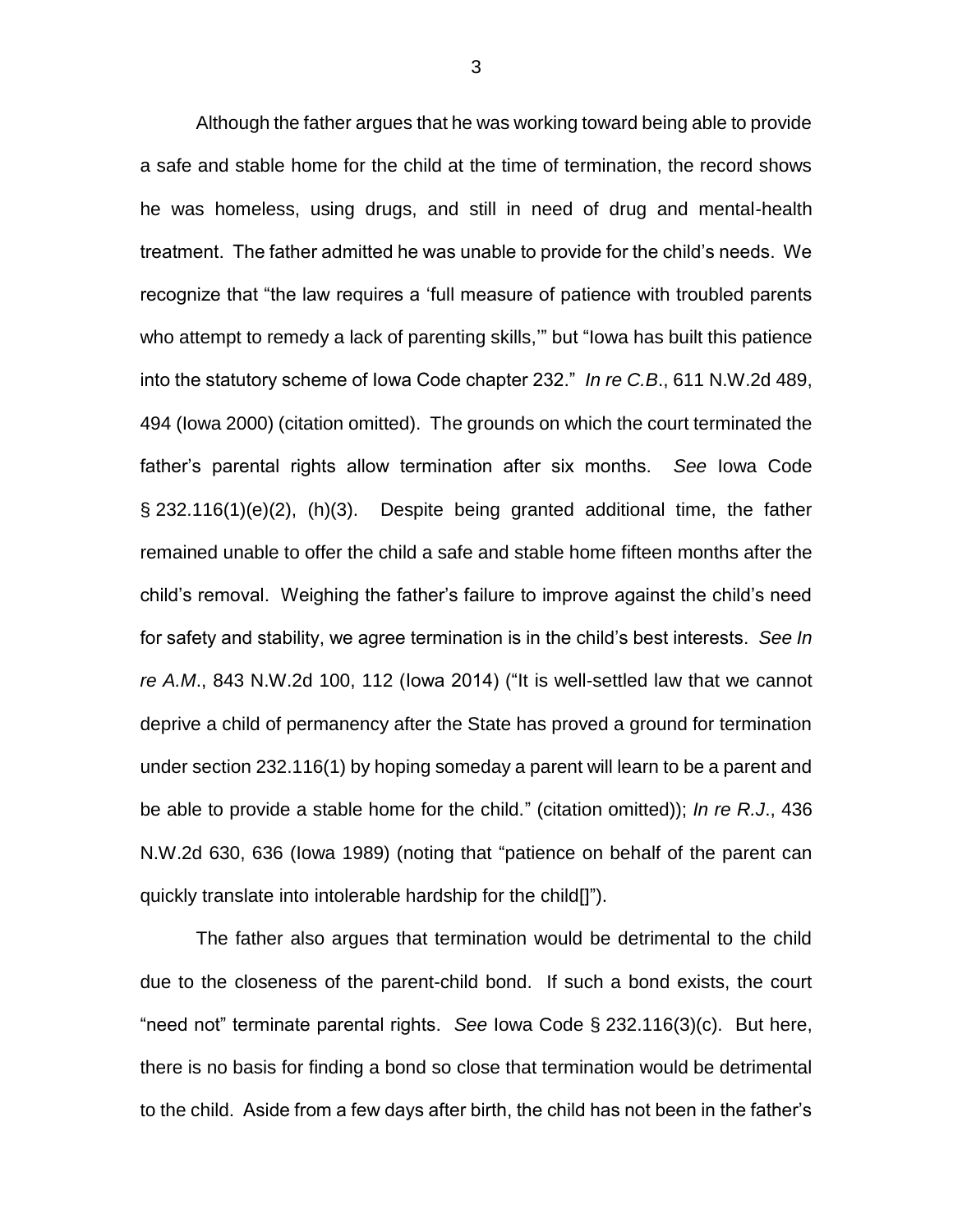Although the father argues that he was working toward being able to provide a safe and stable home for the child at the time of termination, the record shows he was homeless, using drugs, and still in need of drug and mental-health treatment. The father admitted he was unable to provide for the child's needs. We recognize that "the law requires a 'full measure of patience with troubled parents who attempt to remedy a lack of parenting skills,'" but "Iowa has built this patience into the statutory scheme of Iowa Code chapter 232." *In re C.B.*, 611 N.W.2d 489, 494 (Iowa 2000) (citation omitted). The grounds on which the court terminated the father's parental rights allow termination after six months. *See* Iowa Code § 232.116(1)(e)(2), (h)(3). Despite being granted additional time, the father remained unable to offer the child a safe and stable home fifteen months after the child's removal. Weighing the father's failure to improve against the child's need for safety and stability, we agree termination is in the child's best interests. *See In re A.M.*, 843 N.W.2d 100, 112 (Iowa 2014) ("It is well-settled law that we cannot deprive a child of permanency after the State has proved a ground for termination under section 232.116(1) by hoping someday a parent will learn to be a parent and be able to provide a stable home for the child." (citation omitted)); *In re R.J.*, 436 N.W.2d 630, 636 (Iowa 1989) (noting that "patience on behalf of the parent can quickly translate into intolerable hardship for the child[]").

The father also argues that termination would be detrimental to the child due to the closeness of the parent-child bond. If such a bond exists, the court "need not" terminate parental rights. *See* Iowa Code § 232.116(3)(c). But here, there is no basis for finding a bond so close that termination would be detrimental to the child. Aside from a few days after birth, the child has not been in the father's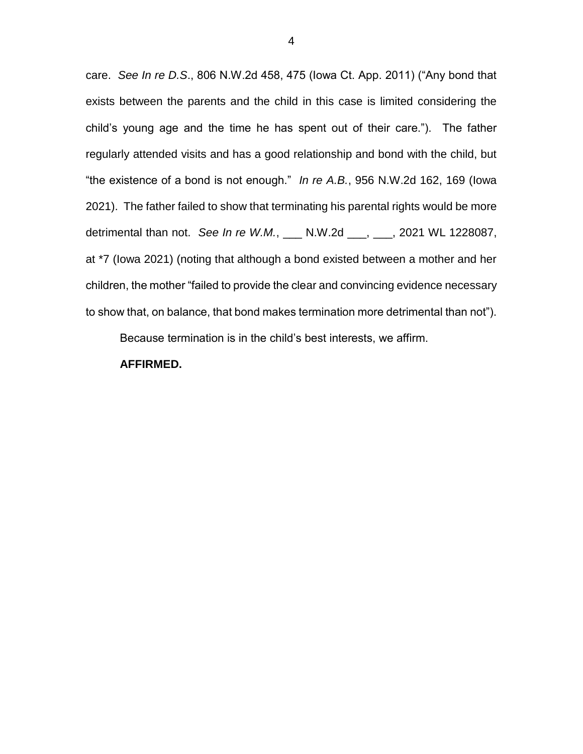care. *See In re D.S.*, 806 N.W.2d 458, 475 (Iowa Ct. App. 2011) ("Any bond that exists between the parents and the child in this case is limited considering the child's young age and the time he has spent out of their care."). The father regularly attended visits and has a good relationship and bond with the child, but "the existence of a bond is not enough." *In re A.B.*, 956 N.W.2d 162, 169 (Iowa 2021). The father failed to show that terminating his parental rights would be more detrimental than not. *See In re W.M.*, ___ N.W.2d ___, ___, 2021 WL 1228087, at *7 (Iowa 2021) (noting that although a bond existed between a mother and her children, the mother "failed to provide the clear and convincing evidence necessary to show that, on balance, that bond makes termination more detrimental than not").

Because termination is in the child's best interests, we affirm.

**AFFIRMED.**